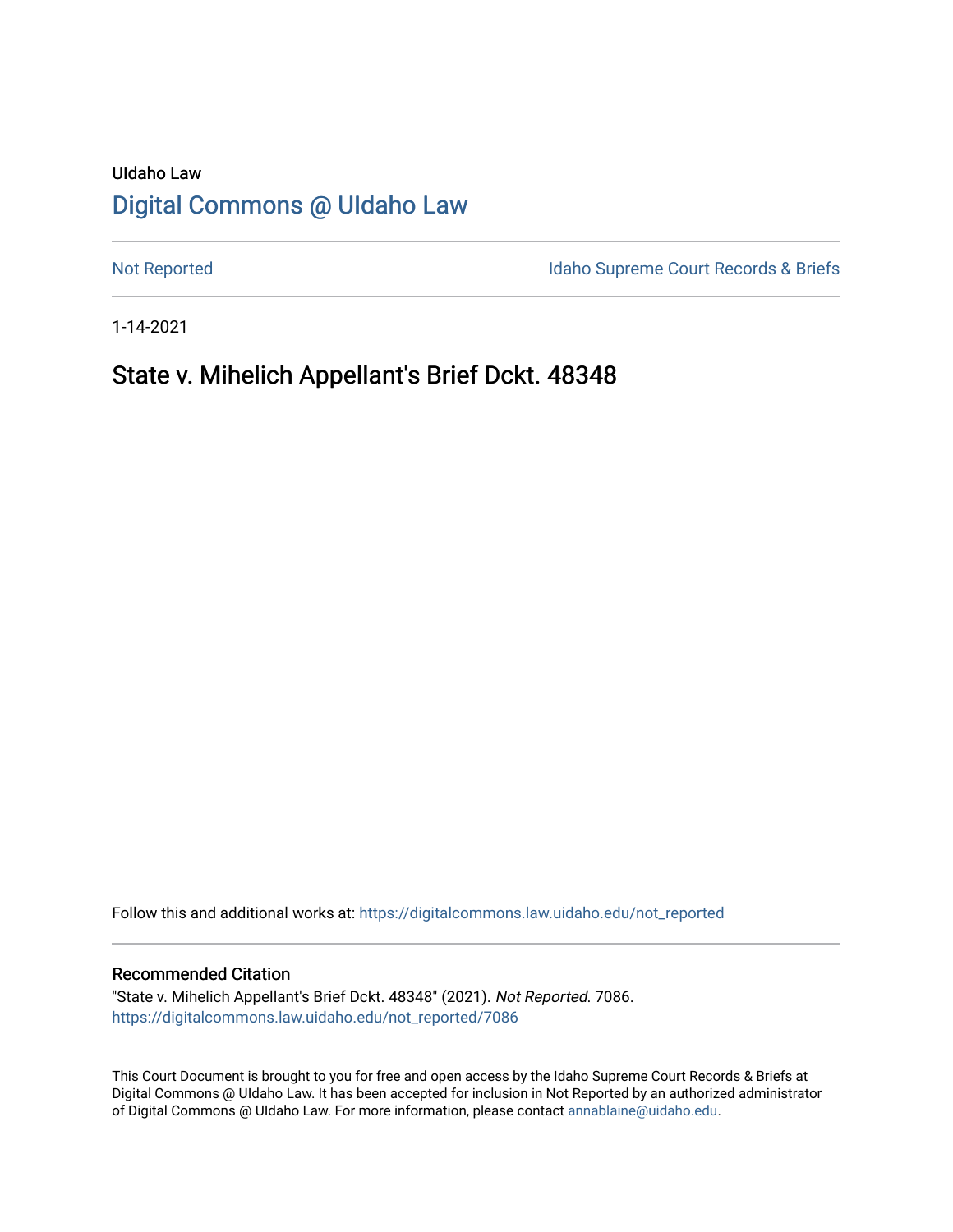UIdaho Law

# [Digital Commons @ UIdaho Law](https://digitalcommons.law.uidaho.edu)

[Not Reported](https://digitalcommons.law.uidaho.edu/not_reported) | [Idaho Supreme Court Records & Briefs](https://digitalcommons.law.uidaho.edu/idaho_supreme_court_records)

1-14-2021

## State v. Mihelich Appellant's Brief Dckt. 48348

Follow this and additional works at: https://digitalcommons.law.uidaho.edu/not_reported

### Recommended Citation

"State v. Mihelich Appellant's Brief Dckt. 48348" (2021). *Not Reported*. 7086.
https://digitalcommons.law.uidaho.edu/not_reported/7086

This Court Document is brought to you for free and open access by the Idaho Supreme Court Records & Briefs at Digital Commons @ UIdaho Law. It has been accepted for inclusion in Not Reported by an authorized administrator of Digital Commons @ UIdaho Law. For more information, please contact annablaine@uidaho.edu.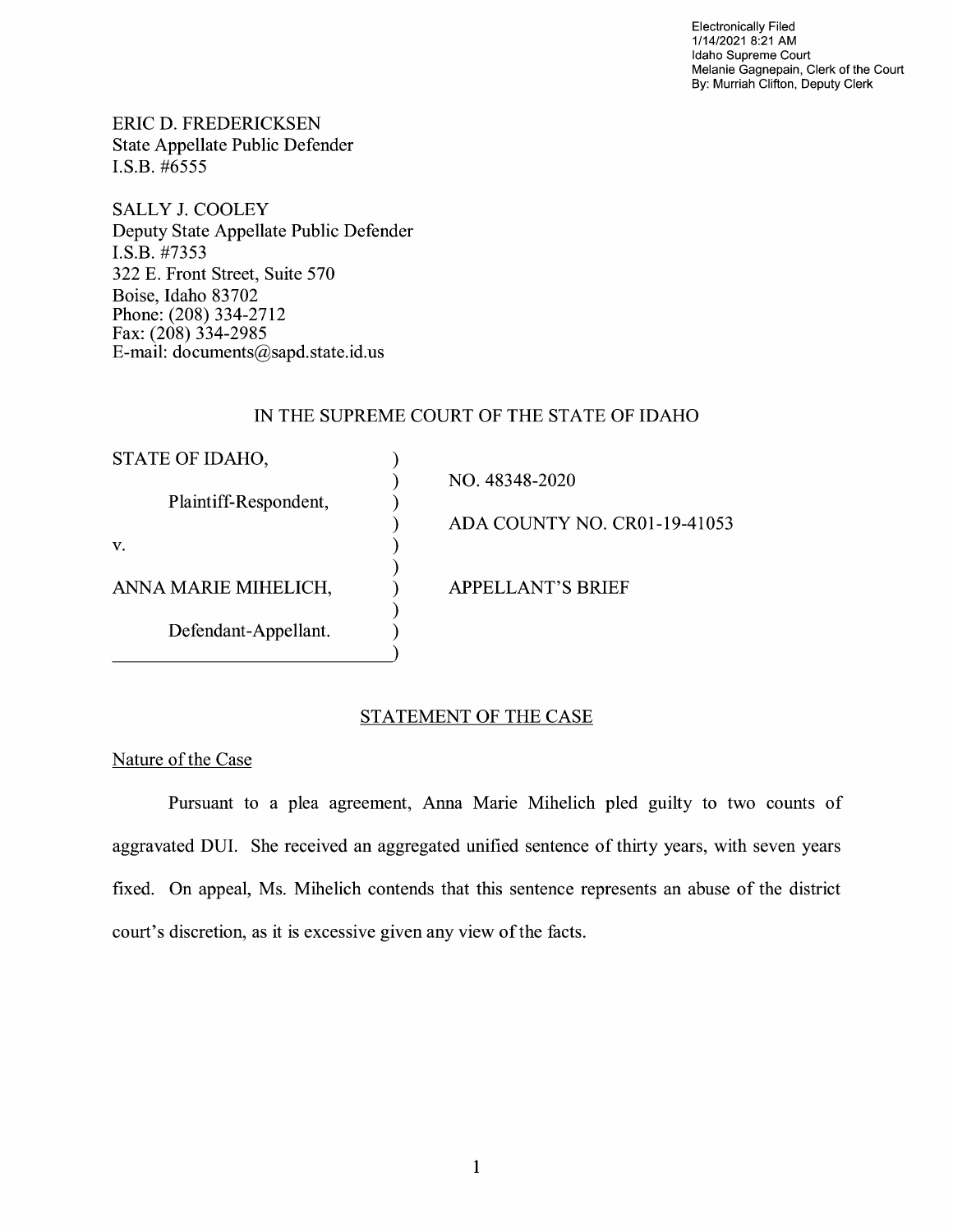Electronically Filed
1/14/2021 8:21 AM
Idaho Supreme Court
Melanie Gagnepain, Clerk of the Court
By: Murriah Clifton, Deputy Clerk

ERIC D. FREDERICKSEN
State Appellate Public Defender
I.S.B. #6555

SALLY J. COOLEY
Deputy State Appellate Public Defender
I.S.B. #7353
322 E. Front Street, Suite 570
Boise, Idaho 83702
Phone: (208) 334-2712
Fax: (208) 334-2985
E-mail: documents@sapd.state.id.us

IN THE SUPREME COURT OF THE STATE OF IDAHO

| | |
|---|---|
| STATE OF IDAHO, | NO. 48348-2020 |
| Plaintiff-Respondent, | ADA COUNTY NO. CR01-19-41053 |
| v. | |
| ANNA MARIE MIHELICH, | APPELLANT'S BRIEF |
| Defendant-Appellant. | |

## STATEMENT OF THE CASE

### Nature of the Case

Pursuant to a plea agreement, Anna Marie Mihelich pled guilty to two counts of aggravated DUI. She received an aggregated unified sentence of thirty years, with seven years fixed. On appeal, Ms. Mihelich contends that this sentence represents an abuse of the district court's discretion, as it is excessive given any view of the facts.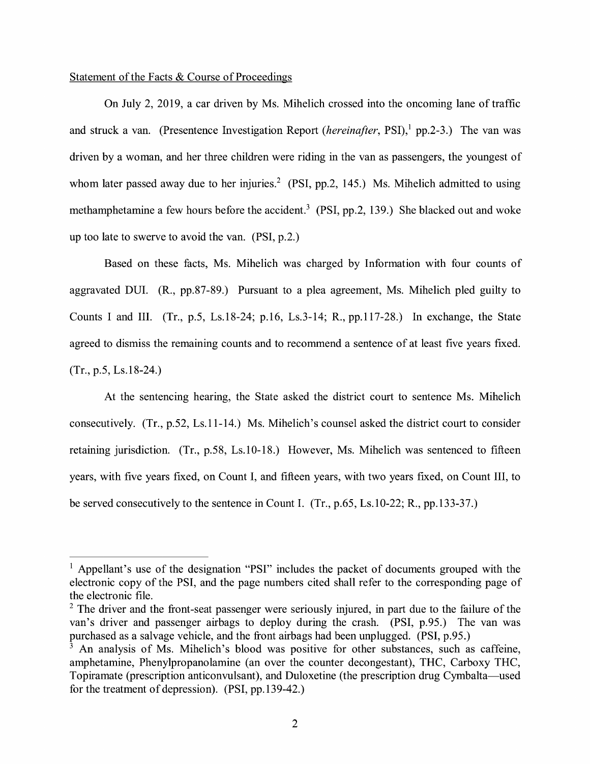Statement of the Facts & Course of Proceedings

On July 2, 2019, a car driven by Ms. Mihelich crossed into the oncoming lane of traffic and struck a van. (Presentence Investigation Report (*hereinafter*, PSI),[1] pp.2-3.) The van was driven by a woman, and her three children were riding in the van as passengers, the youngest of whom later passed away due to her injuries.[2] (PSI, pp.2, 145.) Ms. Mihelich admitted to using methamphetamine a few hours before the accident.[3] (PSI, pp.2, 139.) She blacked out and woke up too late to swerve to avoid the van. (PSI, p.2.)

Based on these facts, Ms. Mihelich was charged by Information with four counts of aggravated DUI. (R., pp.87-89.) Pursuant to a plea agreement, Ms. Mihelich pled guilty to Counts I and III. (Tr., p.5, Ls.18-24; p.16, Ls.3-14; R., pp.117-28.) In exchange, the State agreed to dismiss the remaining counts and to recommend a sentence of at least five years fixed. (Tr., p.5, Ls.18-24.)

At the sentencing hearing, the State asked the district court to sentence Ms. Mihelich consecutively. (Tr., p.52, Ls.11-14.) Ms. Mihelich's counsel asked the district court to consider retaining jurisdiction. (Tr., p.58, Ls.10-18.) However, Ms. Mihelich was sentenced to fifteen years, with five years fixed, on Count I, and fifteen years, with two years fixed, on Count III, to be served consecutively to the sentence in Count I. (Tr., p.65, Ls.10-22; R., pp.133-37.)

---

[1] Appellant's use of the designation "PSI" includes the packet of documents grouped with the electronic copy of the PSI, and the page numbers cited shall refer to the corresponding page of the electronic file.

[2] The driver and the front-seat passenger were seriously injured, in part due to the failure of the van's driver and passenger airbags to deploy during the crash. (PSI, p.95.) The van was purchased as a salvage vehicle, and the front airbags had been unplugged. (PSI, p.95.)

[3] An analysis of Ms. Mihelich's blood was positive for other substances, such as caffeine, amphetamine, Phenylpropanolamine (an over the counter decongestant), THC, Carboxy THC, Topiramate (prescription anticonvulsant), and Duloxetine (the prescription drug Cymbalta—used for the treatment of depression). (PSI, pp.139-42.)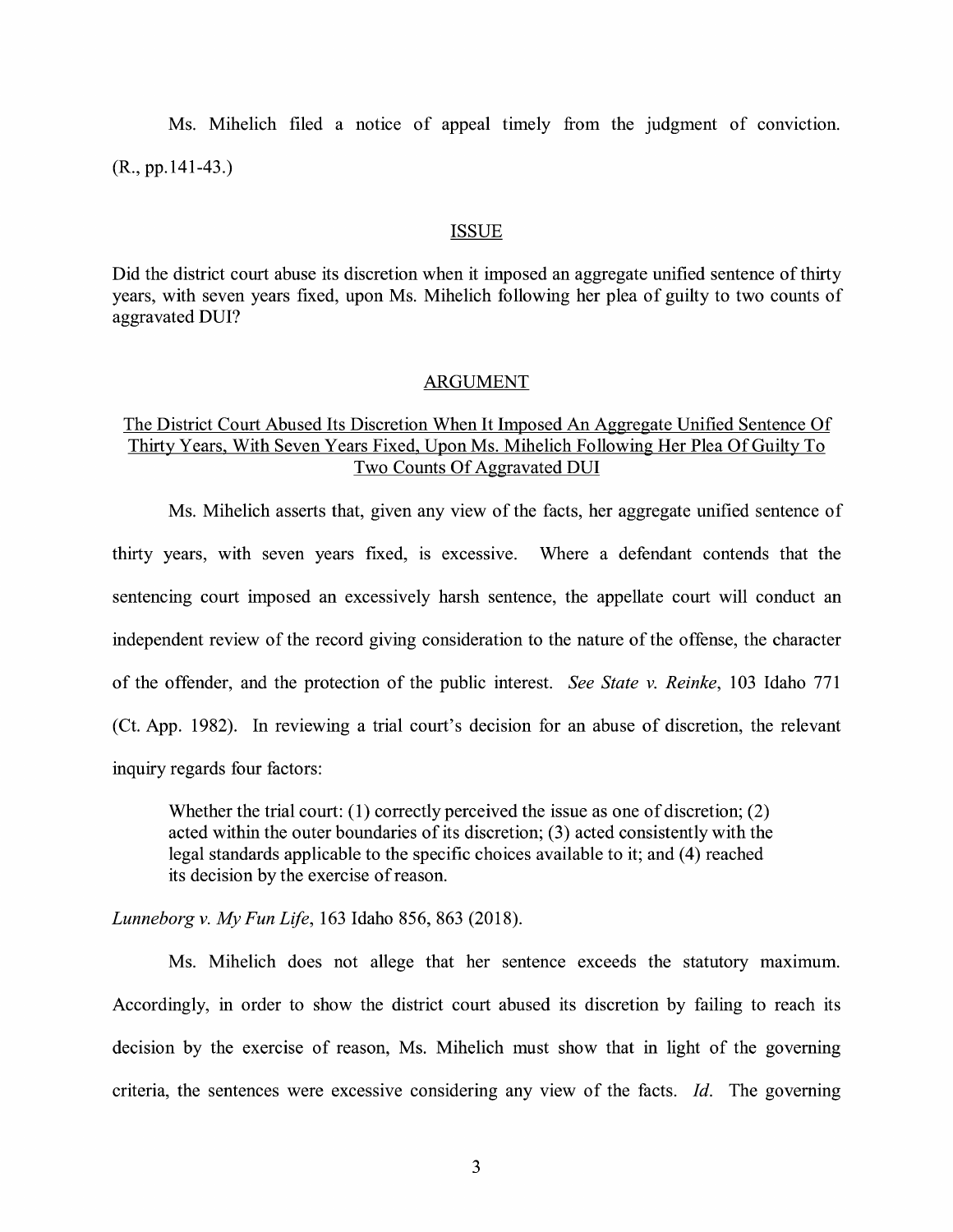Ms. Mihelich filed a notice of appeal timely from the judgment of conviction. (R., pp.141-43.)

## ISSUE

Did the district court abuse its discretion when it imposed an aggregate unified sentence of thirty years, with seven years fixed, upon Ms. Mihelich following her plea of guilty to two counts of aggravated DUI?

## ARGUMENT

### The District Court Abused Its Discretion When It Imposed An Aggregate Unified Sentence Of Thirty Years, With Seven Years Fixed, Upon Ms. Mihelich Following Her Plea Of Guilty To Two Counts Of Aggravated DUI

Ms. Mihelich asserts that, given any view of the facts, her aggregate unified sentence of thirty years, with seven years fixed, is excessive. Where a defendant contends that the sentencing court imposed an excessively harsh sentence, the appellate court will conduct an independent review of the record giving consideration to the nature of the offense, the character of the offender, and the protection of the public interest. *See State v. Reinke*, 103 Idaho 771 (Ct. App. 1982). In reviewing a trial court's decision for an abuse of discretion, the relevant inquiry regards four factors:

> Whether the trial court: (1) correctly perceived the issue as one of discretion; (2) acted within the outer boundaries of its discretion; (3) acted consistently with the legal standards applicable to the specific choices available to it; and (4) reached its decision by the exercise of reason.

*Lunneborg v. My Fun Life*, 163 Idaho 856, 863 (2018).

Ms. Mihelich does not allege that her sentence exceeds the statutory maximum. Accordingly, in order to show the district court abused its discretion by failing to reach its decision by the exercise of reason, Ms. Mihelich must show that in light of the governing criteria, the sentences were excessive considering any view of the facts. *Id.* The governing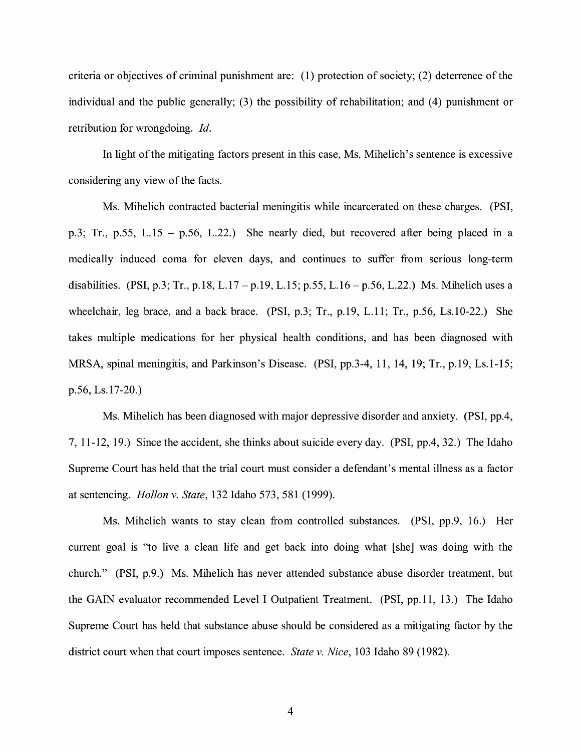criteria or objectives of criminal punishment are: (1) protection of society; (2) deterrence of the individual and the public generally; (3) the possibility of rehabilitation; and (4) punishment or retribution for wrongdoing. *Id*.

In light of the mitigating factors present in this case, Ms. Mihelich's sentence is excessive considering any view of the facts.

Ms. Mihelich contracted bacterial meningitis while incarcerated on these charges. (PSI, p.3; Tr., p.55, L.15 – p.56, L.22.) She nearly died, but recovered after being placed in a medically induced coma for eleven days, and continues to suffer from serious long-term disabilities. (PSI, p.3; Tr., p.18, L.17 – p.19, L.15; p.55, L.16 – p.56, L.22.) Ms. Mihelich uses a wheelchair, leg brace, and a back brace. (PSI, p.3; Tr., p.19, L.11; Tr., p.56, Ls.10-22.) She takes multiple medications for her physical health conditions, and has been diagnosed with MRSA, spinal meningitis, and Parkinson's Disease. (PSI, pp.3-4, 11, 14, 19; Tr., p.19, Ls.1-15; p.56, Ls.17-20.)

Ms. Mihelich has been diagnosed with major depressive disorder and anxiety. (PSI, pp.4, 7, 11-12, 19.) Since the accident, she thinks about suicide every day. (PSI, pp.4, 32.) The Idaho Supreme Court has held that the trial court must consider a defendant's mental illness as a factor at sentencing. *Hollon v. State*, 132 Idaho 573, 581 (1999).

Ms. Mihelich wants to stay clean from controlled substances. (PSI, pp.9, 16.) Her current goal is "to live a clean life and get back into doing what [she] was doing with the church." (PSI, p.9.) Ms. Mihelich has never attended substance abuse disorder treatment, but the GAIN evaluator recommended Level I Outpatient Treatment. (PSI, pp.11, 13.) The Idaho Supreme Court has held that substance abuse should be considered as a mitigating factor by the district court when that court imposes sentence. *State v. Nice*, 103 Idaho 89 (1982).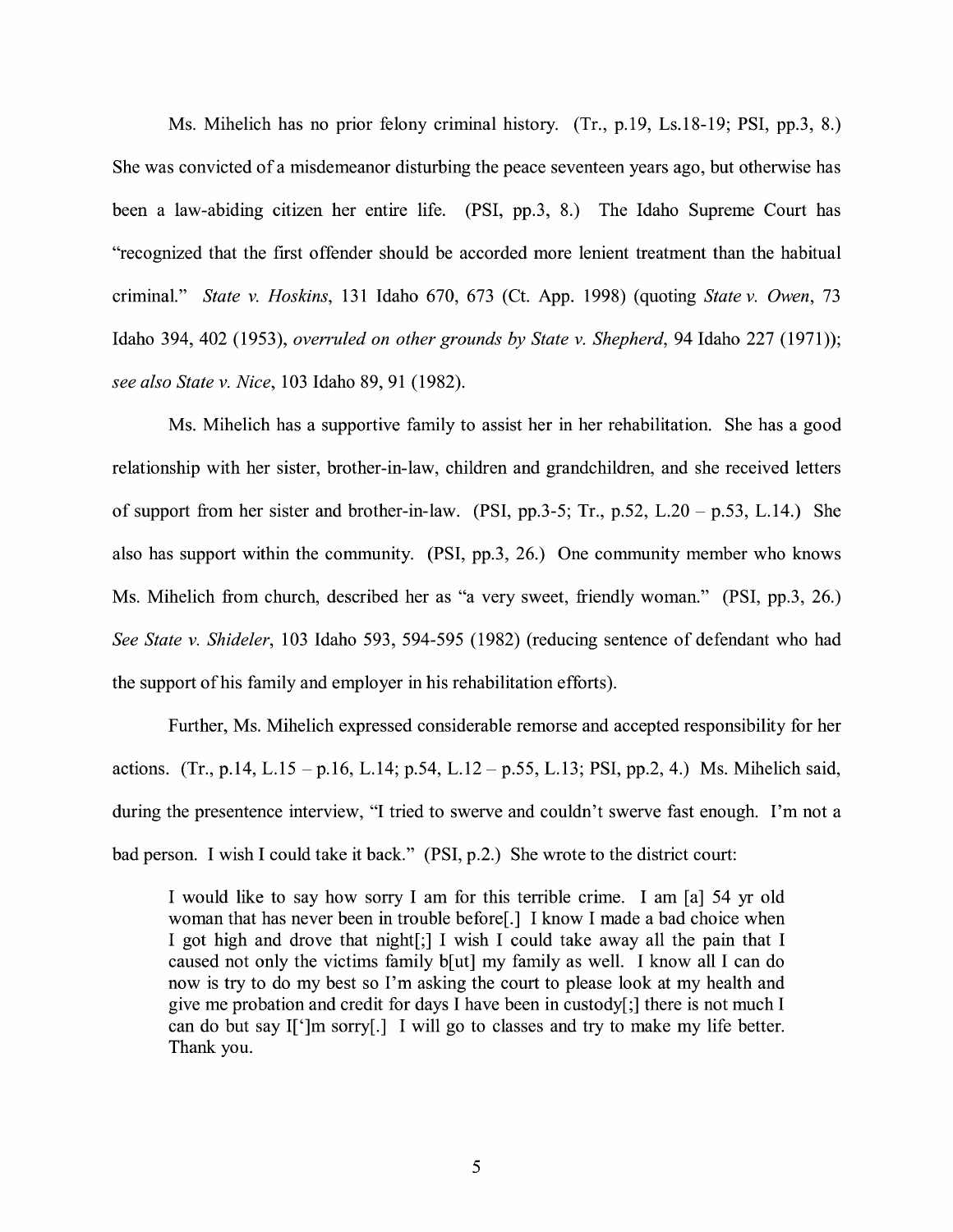Ms. Mihelich has no prior felony criminal history. (Tr., p.19, Ls.18-19; PSI, pp.3, 8.) She was convicted of a misdemeanor disturbing the peace seventeen years ago, but otherwise has been a law-abiding citizen her entire life. (PSI, pp.3, 8.) The Idaho Supreme Court has "recognized that the first offender should be accorded more lenient treatment than the habitual criminal." *State v. Hoskins*, 131 Idaho 670, 673 (Ct. App. 1998) (quoting *State v. Owen*, 73 Idaho 394, 402 (1953), *overruled on other grounds by State v. Shepherd*, 94 Idaho 227 (1971)); *see also State v. Nice*, 103 Idaho 89, 91 (1982).

Ms. Mihelich has a supportive family to assist her in her rehabilitation. She has a good relationship with her sister, brother-in-law, children and grandchildren, and she received letters of support from her sister and brother-in-law. (PSI, pp.3-5; Tr., p.52, L.20 – p.53, L.14.) She also has support within the community. (PSI, pp.3, 26.) One community member who knows Ms. Mihelich from church, described her as "a very sweet, friendly woman." (PSI, pp.3, 26.) *See State v. Shideler*, 103 Idaho 593, 594-595 (1982) (reducing sentence of defendant who had the support of his family and employer in his rehabilitation efforts).

Further, Ms. Mihelich expressed considerable remorse and accepted responsibility for her actions. (Tr., p.14, L.15 – p.16, L.14; p.54, L.12 – p.55, L.13; PSI, pp.2, 4.) Ms. Mihelich said, during the presentence interview, "I tried to swerve and couldn't swerve fast enough. I'm not a bad person. I wish I could take it back." (PSI, p.2.) She wrote to the district court:

> I would like to say how sorry I am for this terrible crime. I am [a] 54 yr old woman that has never been in trouble before[.] I know I made a bad choice when I got high and drove that night[;] I wish I could take away all the pain that I caused not only the victims family b[ut] my family as well. I know all I can do now is try to do my best so I'm asking the court to please look at my health and give me probation and credit for days I have been in custody[;] there is not much I can do but say I[']m sorry[.] I will go to classes and try to make my life better. Thank you.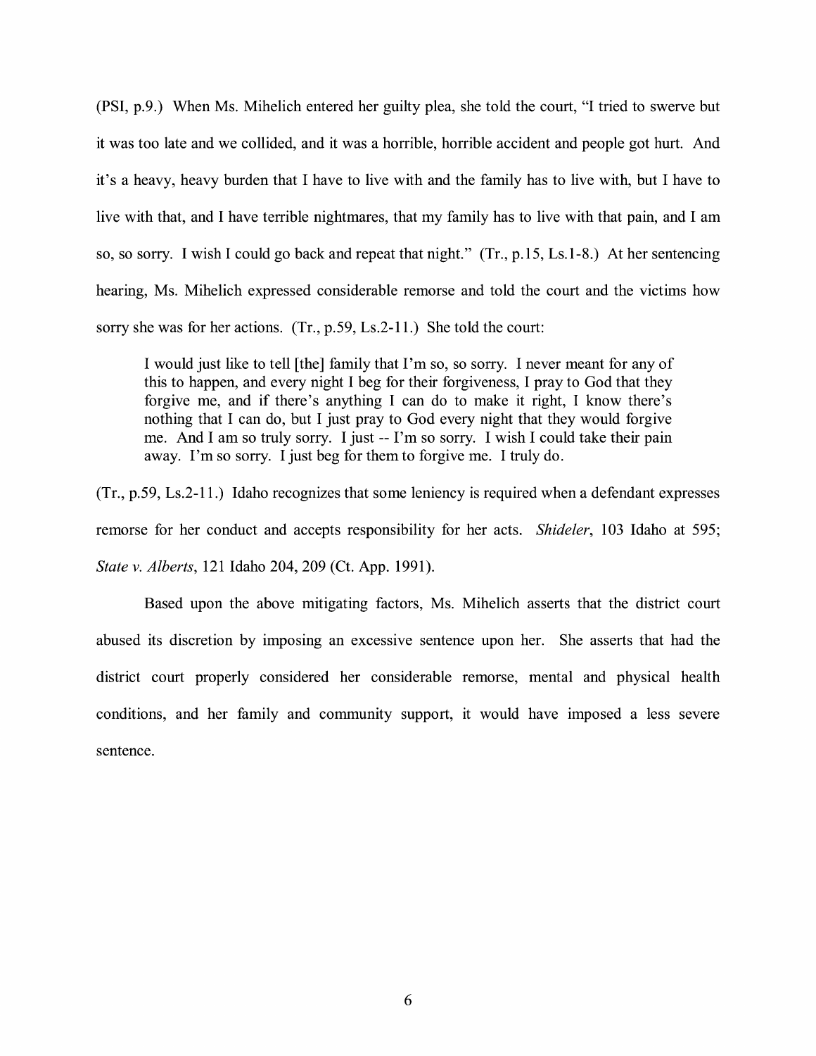(PSI, p.9.) When Ms. Mihelich entered her guilty plea, she told the court, "I tried to swerve but it was too late and we collided, and it was a horrible, horrible accident and people got hurt. And it's a heavy, heavy burden that I have to live with and the family has to live with, but I have to live with that, and I have terrible nightmares, that my family has to live with that pain, and I am so, so sorry. I wish I could go back and repeat that night." (Tr., p.15, Ls.1-8.) At her sentencing hearing, Ms. Mihelich expressed considerable remorse and told the court and the victims how sorry she was for her actions. (Tr., p.59, Ls.2-11.) She told the court:

> I would just like to tell [the] family that I'm so, so sorry. I never meant for any of this to happen, and every night I beg for their forgiveness, I pray to God that they forgive me, and if there's anything I can do to make it right, I know there's nothing that I can do, but I just pray to God every night that they would forgive me. And I am so truly sorry. I just -- I'm so sorry. I wish I could take their pain away. I'm so sorry. I just beg for them to forgive me. I truly do.

(Tr., p.59, Ls.2-11.) Idaho recognizes that some leniency is required when a defendant expresses remorse for her conduct and accepts responsibility for her acts. *Shideler*, 103 Idaho at 595; *State v. Alberts*, 121 Idaho 204, 209 (Ct. App. 1991).

Based upon the above mitigating factors, Ms. Mihelich asserts that the district court abused its discretion by imposing an excessive sentence upon her. She asserts that had the district court properly considered her considerable remorse, mental and physical health conditions, and her family and community support, it would have imposed a less severe sentence.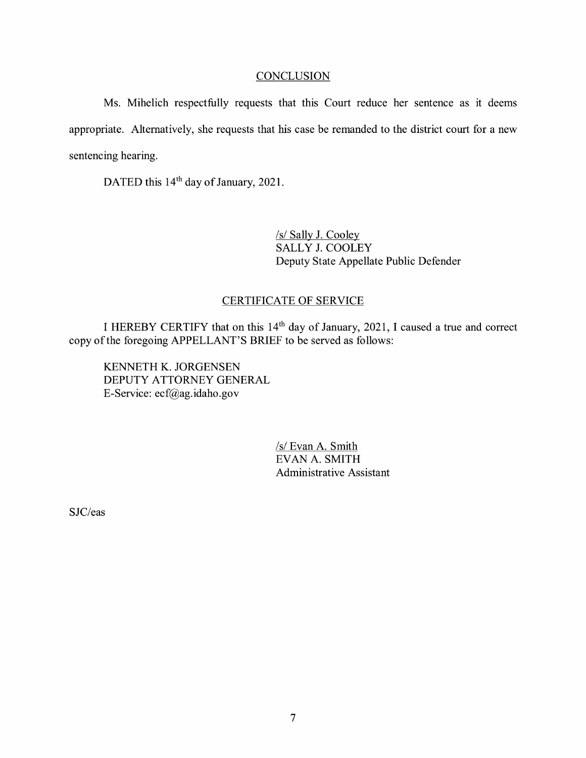## CONCLUSION

Ms. Mihelich respectfully requests that this Court reduce her sentence as it deems appropriate. Alternatively, she requests that his case be remanded to the district court for a new sentencing hearing.

DATED this 14th day of January, 2021.

/s/ Sally J. Cooley
SALLY J. COOLEY
Deputy State Appellate Public Defender

## CERTIFICATE OF SERVICE

I HEREBY CERTIFY that on this 14th day of January, 2021, I caused a true and correct copy of the foregoing APPELLANT'S BRIEF to be served as follows:

KENNETH K. JORGENSEN
DEPUTY ATTORNEY GENERAL
E-Service: ecf@ag.idaho.gov

/s/ Evan A. Smith
EVAN A. SMITH
Administrative Assistant

SJC/eas